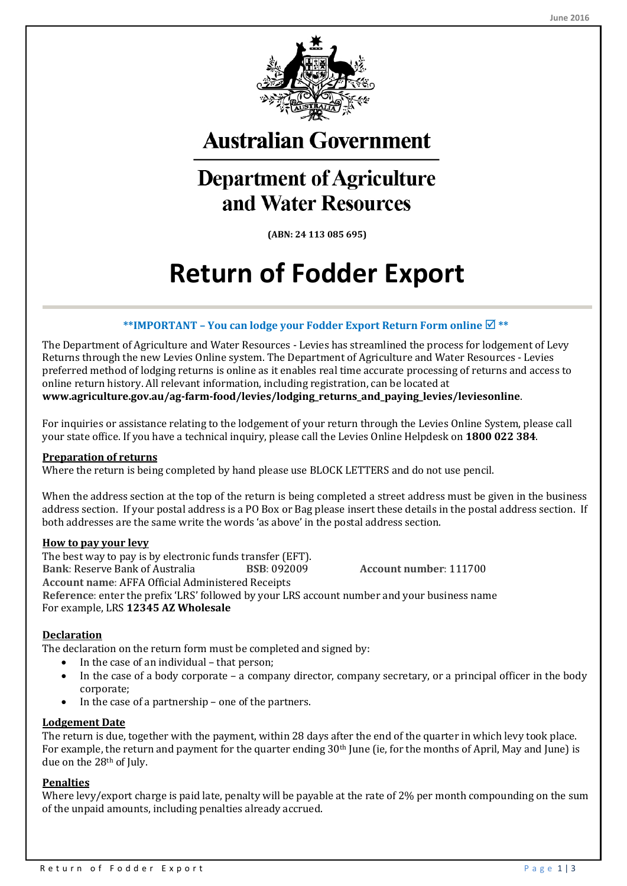# Australian Government

## Department of Agriculture and Water Resources

**(ABN: 24 113 085 695)**

# Return of Fodder Export

**\*\*IMPORTANT – You can lodge your Fodder Export Return Form online ☑ \*\***

The Department of Agriculture and Water Resources - Levies has streamlined the process for lodgement of Levy Returns through the new Levies Online system. The Department of Agriculture and Water Resources - Levies preferred method of lodging returns is online as it enables real time accurate processing of returns and access to online return history. All relevant information, including registration, can be located at **www.agriculture.gov.au/ag-farm-food/levies/lodging_returns_and_paying_levies/leviesonline**.

For inquiries or assistance relating to the lodgement of your return through the Levies Online System, please call your state office. If you have a technical inquiry, please call the Levies Online Helpdesk on **1800 022 384**.

### Preparation of returns

Where the return is being completed by hand please use BLOCK LETTERS and do not use pencil.

When the address section at the top of the return is being completed a street address must be given in the business address section. If your postal address is a PO Box or Bag please insert these details in the postal address section. If both addresses are the same write the words 'as above' in the postal address section.

### How to pay your levy

The best way to pay is by electronic funds transfer (EFT).
**Bank**: Reserve Bank of Australia **BSB**: 092009 **Account number**: 111700
**Account name**: AFFA Official Administered Receipts
**Reference**: enter the prefix 'LRS' followed by your LRS account number and your business name
For example, LRS **12345 AZ Wholesale**

### Declaration

The declaration on the return form must be completed and signed by:

- In the case of an individual – that person;
- In the case of a body corporate – a company director, company secretary, or a principal officer in the body corporate;
- In the case of a partnership – one of the partners.

### Lodgement Date

The return is due, together with the payment, within 28 days after the end of the quarter in which levy took place. For example, the return and payment for the quarter ending 30th June (ie, for the months of April, May and June) is due on the 28th of July.

### Penalties

Where levy/export charge is paid late, penalty will be payable at the rate of 2% per month compounding on the sum of the unpaid amounts, including penalties already accrued.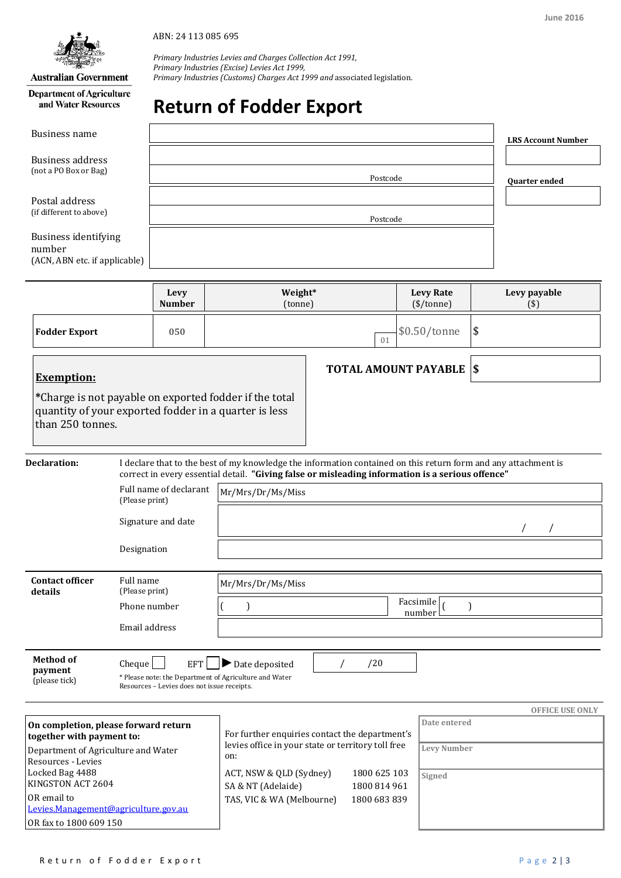June 2016

Australian Government
Department of Agriculture and Water Resources

ABN: 24 113 085 695

*Primary Industries Levies and Charges Collection Act 1991,*
*Primary Industries (Excise) Levies Act 1999,*
*Primary Industries (Customs) Charges Act 1999* and associated legislation.

# Return of Fodder Export

| | |
|---|---|
| Business name | |
| Business address (not a PO Box or Bag) | |
| | Postcode |
| Postal address (if different to above) | |
| | Postcode |
| Business identifying number (ACN, ABN etc. if applicable) | |

**LRS Account Number**

**Quarter ended**

| | **Levy Number** | **Weight*** (tonne) | **Levy Rate** ($/tonne) | **Levy payable** ($) |
|---|---|---|---|---|
| **Fodder Export** | **050** | 01 | $0.50/tonne | $ |

**TOTAL AMOUNT PAYABLE** $

**Exemption:**

*Charge is not payable on exported fodder if the total quantity of your exported fodder in a quarter is less than 250 tonnes.

**Declaration:** I declare that to the best of my knowledge the information contained on this return form and any attachment is correct in every essential detail. **"Giving false or misleading information is a serious offence"**

| | |
|---|---|
| Full name of declarant (Please print) | Mr/Mrs/Dr/Ms/Miss |
| Signature and date | / / |
| Designation | |

**Contact officer details**

| | | | |
|---|---|---|---|
| Full name (Please print) | Mr/Mrs/Dr/Ms/Miss | | |
| Phone number | ( ) | Facsimile number | ( ) |
| Email address | | | |

**Method of payment** (please tick)

Cheque ☐ EFT ☐ ▶ Date deposited / /20

\* Please note: the Department of Agriculture and Water Resources – Levies does not issue receipts.

**On completion, please forward return together with payment to:**

Department of Agriculture and Water Resources - Levies
Locked Bag 4488
KINGSTON ACT 2604

OR email to
Levies.Management@agriculture.gov.au

OR fax to 1800 609 150

For further enquiries contact the department's levies office in your state or territory toll free on:

| | |
|---|---|
| ACT, NSW & QLD (Sydney) | 1800 625 103 |
| SA & NT (Adelaide) | 1800 814 961 |
| TAS, VIC & WA (Melbourne) | 1800 683 839 |

**OFFICE USE ONLY**

| |
|---|
| Date entered |
| Levy Number |
| Signed |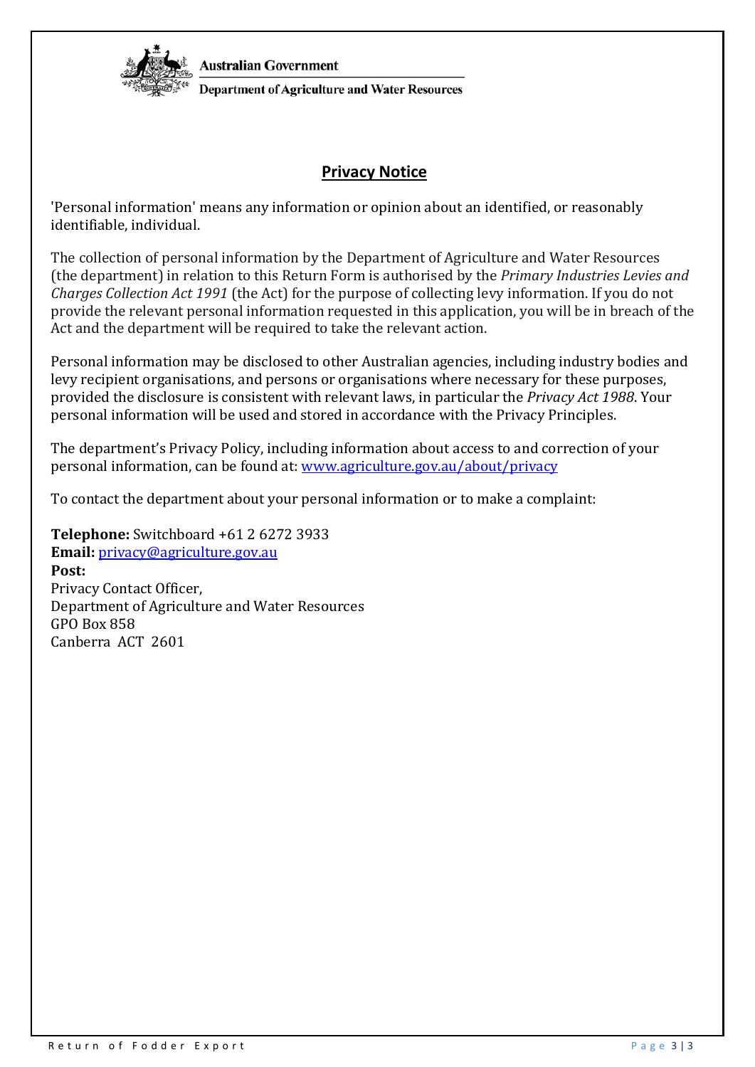Australian Government

Department of Agriculture and Water Resources

## Privacy Notice

'Personal information' means any information or opinion about an identified, or reasonably identifiable, individual.

The collection of personal information by the Department of Agriculture and Water Resources (the department) in relation to this Return Form is authorised by the *Primary Industries Levies and Charges Collection Act 1991* (the Act) for the purpose of collecting levy information. If you do not provide the relevant personal information requested in this application, you will be in breach of the Act and the department will be required to take the relevant action.

Personal information may be disclosed to other Australian agencies, including industry bodies and levy recipient organisations, and persons or organisations where necessary for these purposes, provided the disclosure is consistent with relevant laws, in particular the *Privacy Act 1988*. Your personal information will be used and stored in accordance with the Privacy Principles.

The department's Privacy Policy, including information about access to and correction of your personal information, can be found at: [www.agriculture.gov.au/about/privacy](http://www.agriculture.gov.au/about/privacy)

To contact the department about your personal information or to make a complaint:

**Telephone:** Switchboard +61 2 6272 3933
**Email:** [privacy@agriculture.gov.au](mailto:privacy@agriculture.gov.au)
**Post:**
Privacy Contact Officer,
Department of Agriculture and Water Resources
GPO Box 858
Canberra ACT 2601